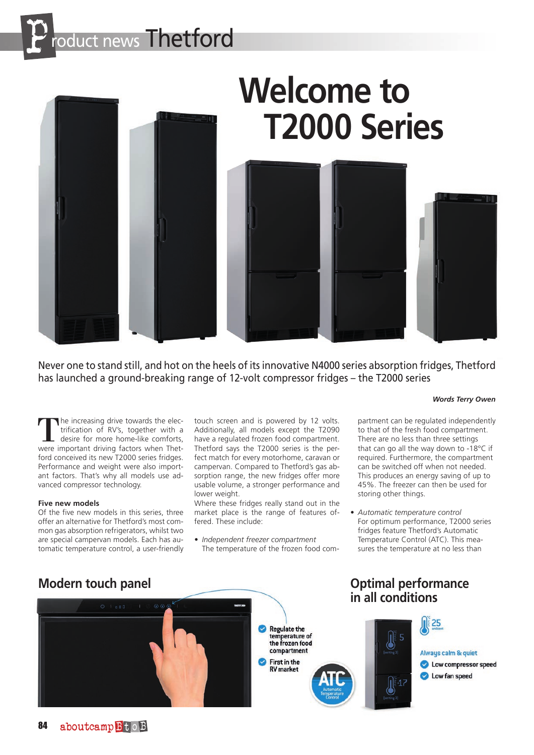# Welcome to T2000 Series

Never one to stand still, and hot on the heels of its innovative N4000 series absorption fridges, Thetford has launched a ground-breaking range of 12-volt compressor fridges – the T2000 series

*Words Terry Owen*

The increasing drive towards the electrification of RV's, together with a desire for more home-like comforts, were important driving factors when Thetford conceived its new T2000 series fridges. Performance and weight were also important factors. That's why all models use advanced compressor technology.

**Five new models**

Of the five new models in this series, three offer an alternative for Thetford's most common gas absorption refrigerators, whilst two are special campervan models. Each has automatic temperature control, a user-friendly touch screen and is powered by 12 volts. Additionally, all models except the T2090 have a regulated frozen food compartment. Thetford says the T2000 series is the perfect match for every motorhome, caravan or campervan. Compared to Thetford's gas absorption range, the new fridges offer more usable volume, a stronger performance and lower weight.

Where these fridges really stand out in the market place is the range of features offered. These include:

- *Independent freezer compartment*
  The temperature of the frozen food compartment can be regulated independently to that of the fresh food compartment. There are no less than three settings that can go all the way down to -18°C if required. Furthermore, the compartment can be switched off when not needed. This produces an energy saving of up to 45%. The freezer can then be used for storing other things.

- *Automatic temperature control*
  For optimum performance, T2000 series fridges feature Thetford's Automatic Temperature Control (ATC). This measures the temperature at no less than

## Modern touch panel

Regulate the temperature of the frozen food compartment

First in the RV market

ATC
Automatic Temperature Control

## Optimal performance in all conditions

25
ambient

5
(setting 3)

-17
(setting 3)

Always calm & quiet

Low compressor speed

Low fan speed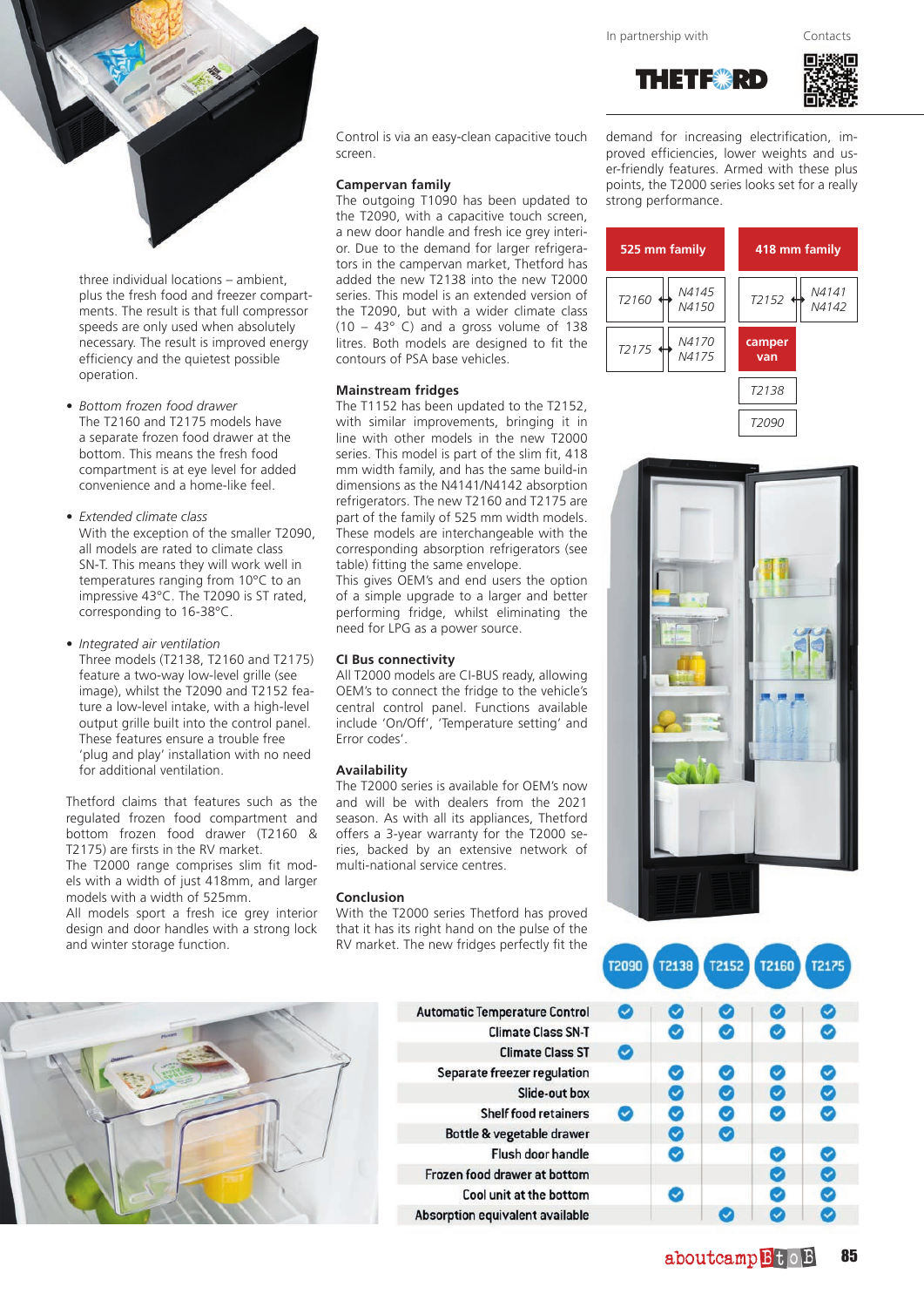three individual locations – ambient, plus the fresh food and freezer compartments. The result is that full compressor speeds are only used when absolutely necessary. The result is improved energy efficiency and the quietest possible operation.

- *Bottom frozen food drawer*
  The T2160 and T2175 models have a separate frozen food drawer at the bottom. This means the fresh food compartment is at eye level for added convenience and a home-like feel.
- *Extended climate class*
  With the exception of the smaller T2090, all models are rated to climate class SN-T. This means they will work well in temperatures ranging from 10°C to an impressive 43°C. The T2090 is ST rated, corresponding to 16-38°C.
- *Integrated air ventilation*
  Three models (T2138, T2160 and T2175) feature a two-way low-level grille (see image), whilst the T2090 and T2152 feature a low-level intake, with a high-level output grille built into the control panel. These features ensure a trouble free 'plug and play' installation with no need for additional ventilation.

Thetford claims that features such as the regulated frozen food compartment and bottom frozen food drawer (T2160 & T2175) are firsts in the RV market.
The T2000 range comprises slim fit models with a width of just 418mm, and larger models with a width of 525mm.
All models sport a fresh ice grey interior design and door handles with a strong lock and winter storage function.

Control is via an easy-clean capacitive touch screen.

### Campervan family

The outgoing T1090 has been updated to the T2090, with a capacitive touch screen, a new door handle and fresh ice grey interior. Due to the demand for larger refrigerators in the campervan market, Thetford has added the new T2138 into the new T2000 series. This model is an extended version of the T2090, but with a wider climate class (10 – 43° C) and a gross volume of 138 litres. Both models are designed to fit the contours of PSA base vehicles.

### Mainstream fridges

The T1152 has been updated to the T2152, with similar improvements, bringing it in line with other models in the new T2000 series. This model is part of the slim fit, 418 mm width family, and has the same build-in dimensions as the N4141/N4142 absorption refrigerators. The new T2160 and T2175 are part of the family of 525 mm width models. These models are interchangeable with the corresponding absorption refrigerators (see table) fitting the same envelope.
This gives OEM's and end users the option of a simple upgrade to a larger and better performing fridge, whilst eliminating the need for LPG as a power source.

### CI Bus connectivity

All T2000 models are CI-BUS ready, allowing OEM's to connect the fridge to the vehicle's central control panel. Functions available include 'On/Off', 'Temperature setting' and Error codes'.

### Availability

The T2000 series is available for OEM's now and will be with dealers from the 2021 season. As with all its appliances, Thetford offers a 3-year warranty for the T2000 series, backed by an extensive network of multi-national service centres.

### Conclusion

With the T2000 series Thetford has proved that it has its right hand on the pulse of the RV market. The new fridges perfectly fit the demand for increasing electrification, improved efficiencies, lower weights and user-friendly features. Armed with these plus points, the T2000 series looks set for a really strong performance.

| 525 mm family | | 418 mm family | |
|---|---|---|---|
| T2160 ↔ | N4145 N4150 | T2152 ↔ | N4141 N4142 |
| T2175 ↔ | N4170 N4175 | camper van | |
| | | T2138 | |
| | | T2090 | |

| | T2090 | T2138 | T2152 | T2160 | T2175 |
|---|---|---|---|---|---|
| Automatic Temperature Control | ✓ | ✓ | ✓ | ✓ | ✓ |
| Climate Class SN-T | | ✓ | ✓ | ✓ | ✓ |
| Climate Class ST | ✓ | | | | |
| Separate freezer regulation | | ✓ | ✓ | ✓ | ✓ |
| Slide-out box | | ✓ | ✓ | ✓ | ✓ |
| Shelf food retainers | ✓ | ✓ | ✓ | ✓ | ✓ |
| Bottle & vegetable drawer | | ✓ | ✓ | | |
| Flush door handle | | ✓ | | ✓ | ✓ |
| Frozen food drawer at bottom | | | | ✓ | ✓ |
| Cool unit at the bottom | | ✓ | | ✓ | ✓ |
| Absorption equivalent available | | | ✓ | ✓ | ✓ |